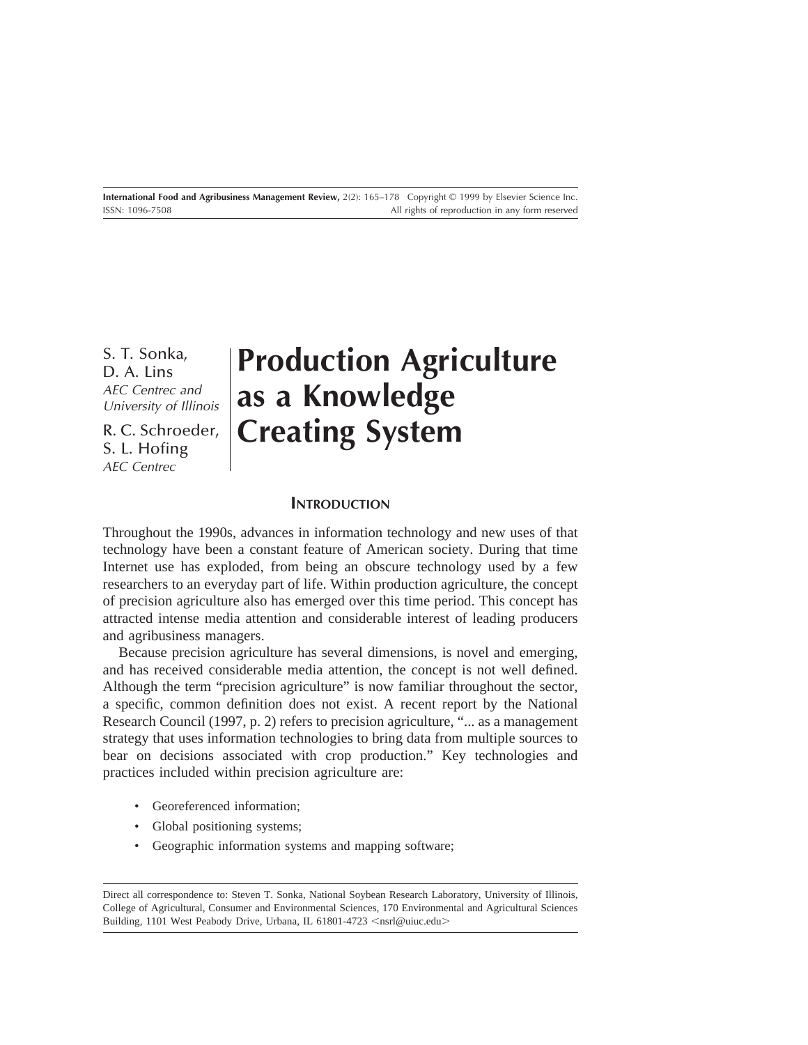S. T. Sonka,
D. A. Lins
*AEC Centrec and University of Illinois*

R. C. Schroeder,
S. L. Hofing
*AEC Centrec*

# Production Agriculture as a Knowledge Creating System

## INTRODUCTION

Throughout the 1990s, advances in information technology and new uses of that technology have been a constant feature of American society. During that time Internet use has exploded, from being an obscure technology used by a few researchers to an everyday part of life. Within production agriculture, the concept of precision agriculture also has emerged over this time period. This concept has attracted intense media attention and considerable interest of leading producers and agribusiness managers.

Because precision agriculture has several dimensions, is novel and emerging, and has received considerable media attention, the concept is not well defined. Although the term "precision agriculture" is now familiar throughout the sector, a specific, common definition does not exist. A recent report by the National Research Council (1997, p. 2) refers to precision agriculture, "... as a management strategy that uses information technologies to bring data from multiple sources to bear on decisions associated with crop production." Key technologies and practices included within precision agriculture are:

- Georeferenced information;
- Global positioning systems;
- Geographic information systems and mapping software;

Direct all correspondence to: Steven T. Sonka, National Soybean Research Laboratory, University of Illinois, College of Agricultural, Consumer and Environmental Sciences, 170 Environmental and Agricultural Sciences Building, 1101 West Peabody Drive, Urbana, IL 61801-4723 <nsrl@uiuc.edu>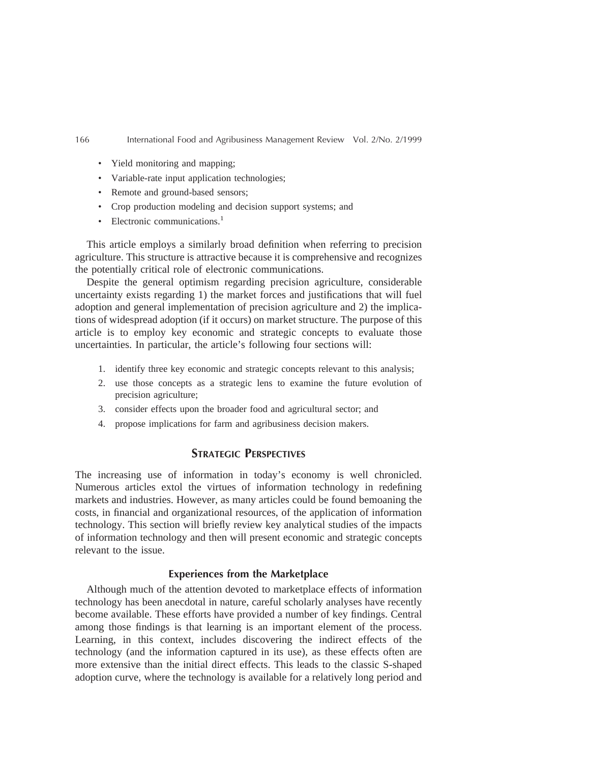- Yield monitoring and mapping;
- Variable-rate input application technologies;
- Remote and ground-based sensors;
- Crop production modeling and decision support systems; and
- Electronic communications.[1]

This article employs a similarly broad definition when referring to precision agriculture. This structure is attractive because it is comprehensive and recognizes the potentially critical role of electronic communications.

Despite the general optimism regarding precision agriculture, considerable uncertainty exists regarding 1) the market forces and justifications that will fuel adoption and general implementation of precision agriculture and 2) the implications of widespread adoption (if it occurs) on market structure. The purpose of this article is to employ key economic and strategic concepts to evaluate those uncertainties. In particular, the article's following four sections will:

1. identify three key economic and strategic concepts relevant to this analysis;
2. use those concepts as a strategic lens to examine the future evolution of precision agriculture;
3. consider effects upon the broader food and agricultural sector; and
4. propose implications for farm and agribusiness decision makers.

## Strategic Perspectives

The increasing use of information in today's economy is well chronicled. Numerous articles extol the virtues of information technology in redefining markets and industries. However, as many articles could be found bemoaning the costs, in financial and organizational resources, of the application of information technology. This section will briefly review key analytical studies of the impacts of information technology and then will present economic and strategic concepts relevant to the issue.

### Experiences from the Marketplace

Although much of the attention devoted to marketplace effects of information technology has been anecdotal in nature, careful scholarly analyses have recently become available. These efforts have provided a number of key findings. Central among those findings is that learning is an important element of the process. Learning, in this context, includes discovering the indirect effects of the technology (and the information captured in its use), as these effects often are more extensive than the initial direct effects. This leads to the classic S-shaped adoption curve, where the technology is available for a relatively long period and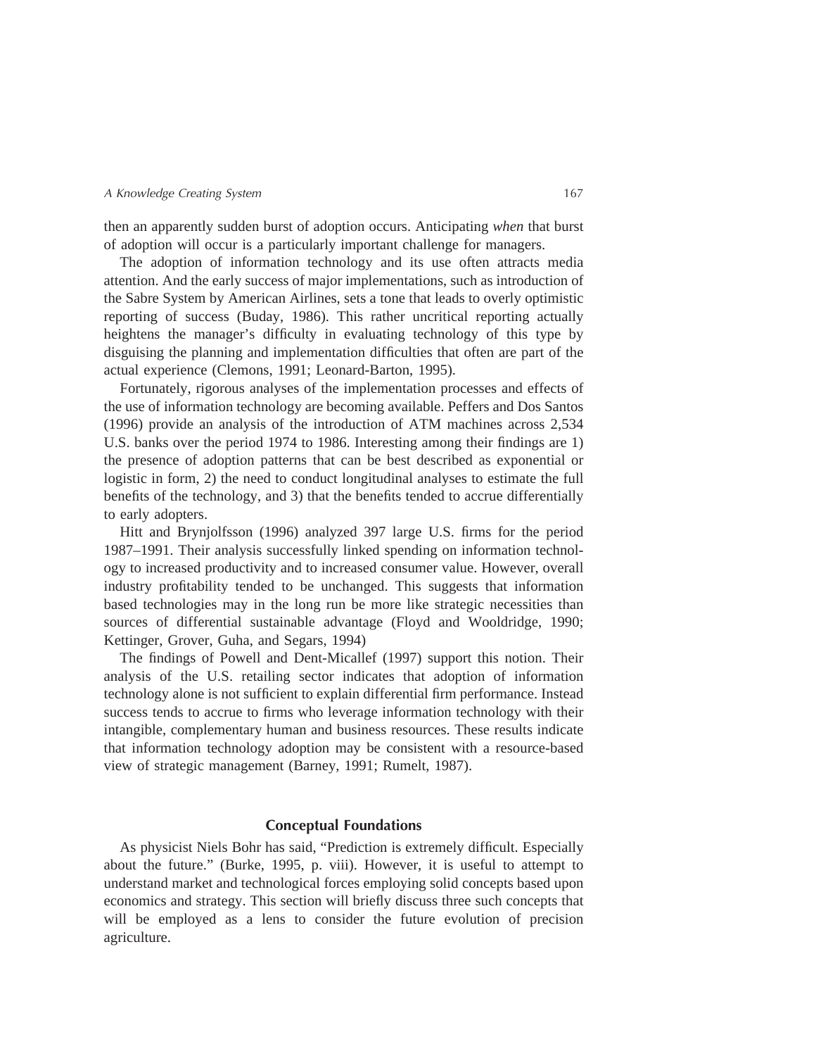then an apparently sudden burst of adoption occurs. Anticipating *when* that burst of adoption will occur is a particularly important challenge for managers.

The adoption of information technology and its use often attracts media attention. And the early success of major implementations, such as introduction of the Sabre System by American Airlines, sets a tone that leads to overly optimistic reporting of success (Buday, 1986). This rather uncritical reporting actually heightens the manager's difficulty in evaluating technology of this type by disguising the planning and implementation difficulties that often are part of the actual experience (Clemons, 1991; Leonard-Barton, 1995).

Fortunately, rigorous analyses of the implementation processes and effects of the use of information technology are becoming available. Peffers and Dos Santos (1996) provide an analysis of the introduction of ATM machines across 2,534 U.S. banks over the period 1974 to 1986. Interesting among their findings are 1) the presence of adoption patterns that can be best described as exponential or logistic in form, 2) the need to conduct longitudinal analyses to estimate the full benefits of the technology, and 3) that the benefits tended to accrue differentially to early adopters.

Hitt and Brynjolfsson (1996) analyzed 397 large U.S. firms for the period 1987–1991. Their analysis successfully linked spending on information technology to increased productivity and to increased consumer value. However, overall industry profitability tended to be unchanged. This suggests that information based technologies may in the long run be more like strategic necessities than sources of differential sustainable advantage (Floyd and Wooldridge, 1990; Kettinger, Grover, Guha, and Segars, 1994)

The findings of Powell and Dent-Micallef (1997) support this notion. Their analysis of the U.S. retailing sector indicates that adoption of information technology alone is not sufficient to explain differential firm performance. Instead success tends to accrue to firms who leverage information technology with their intangible, complementary human and business resources. These results indicate that information technology adoption may be consistent with a resource-based view of strategic management (Barney, 1991; Rumelt, 1987).

## Conceptual Foundations

As physicist Niels Bohr has said, "Prediction is extremely difficult. Especially about the future." (Burke, 1995, p. viii). However, it is useful to attempt to understand market and technological forces employing solid concepts based upon economics and strategy. This section will briefly discuss three such concepts that will be employed as a lens to consider the future evolution of precision agriculture.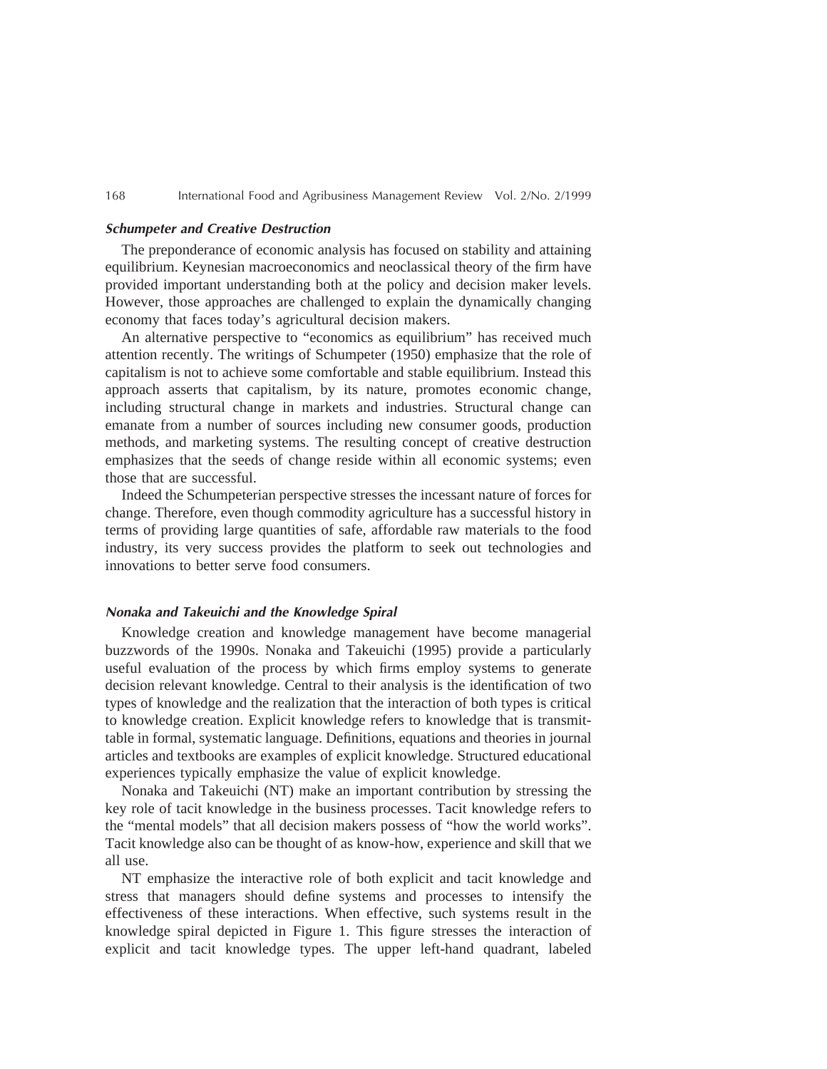### *Schumpeter and Creative Destruction*

The preponderance of economic analysis has focused on stability and attaining equilibrium. Keynesian macroeconomics and neoclassical theory of the firm have provided important understanding both at the policy and decision maker levels. However, those approaches are challenged to explain the dynamically changing economy that faces today's agricultural decision makers.

An alternative perspective to "economics as equilibrium" has received much attention recently. The writings of Schumpeter (1950) emphasize that the role of capitalism is not to achieve some comfortable and stable equilibrium. Instead this approach asserts that capitalism, by its nature, promotes economic change, including structural change in markets and industries. Structural change can emanate from a number of sources including new consumer goods, production methods, and marketing systems. The resulting concept of creative destruction emphasizes that the seeds of change reside within all economic systems; even those that are successful.

Indeed the Schumpeterian perspective stresses the incessant nature of forces for change. Therefore, even though commodity agriculture has a successful history in terms of providing large quantities of safe, affordable raw materials to the food industry, its very success provides the platform to seek out technologies and innovations to better serve food consumers.

### *Nonaka and Takeuichi and the Knowledge Spiral*

Knowledge creation and knowledge management have become managerial buzzwords of the 1990s. Nonaka and Takeuichi (1995) provide a particularly useful evaluation of the process by which firms employ systems to generate decision relevant knowledge. Central to their analysis is the identification of two types of knowledge and the realization that the interaction of both types is critical to knowledge creation. Explicit knowledge refers to knowledge that is transmittable in formal, systematic language. Definitions, equations and theories in journal articles and textbooks are examples of explicit knowledge. Structured educational experiences typically emphasize the value of explicit knowledge.

Nonaka and Takeuichi (NT) make an important contribution by stressing the key role of tacit knowledge in the business processes. Tacit knowledge refers to the "mental models" that all decision makers possess of "how the world works". Tacit knowledge also can be thought of as know-how, experience and skill that we all use.

NT emphasize the interactive role of both explicit and tacit knowledge and stress that managers should define systems and processes to intensify the effectiveness of these interactions. When effective, such systems result in the knowledge spiral depicted in Figure 1. This figure stresses the interaction of explicit and tacit knowledge types. The upper left-hand quadrant, labeled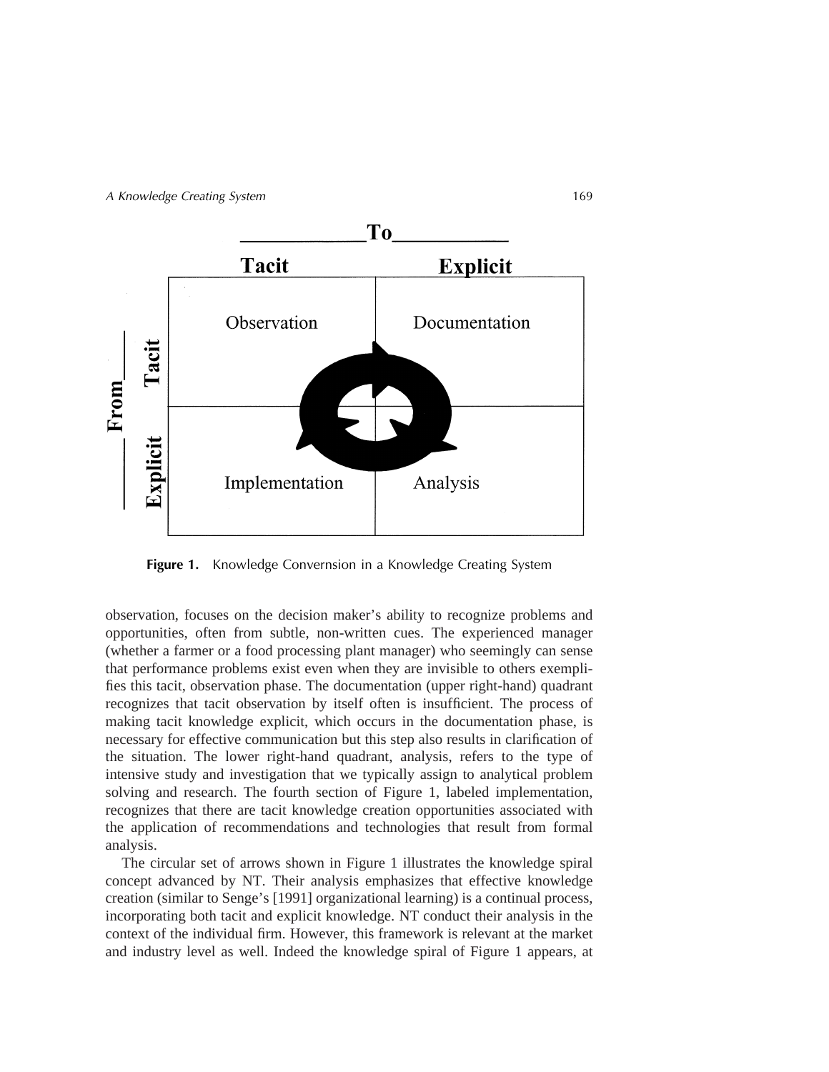| From \ To | Tacit | Explicit |
| --- | --- | --- |
| Tacit | Observation | Documentation |
| Explicit | Implementation | Analysis |

**Figure 1.** Knowledge Convernsion in a Knowledge Creating System

observation, focuses on the decision maker's ability to recognize problems and opportunities, often from subtle, non-written cues. The experienced manager (whether a farmer or a food processing plant manager) who seemingly can sense that performance problems exist even when they are invisible to others exemplifies this tacit, observation phase. The documentation (upper right-hand) quadrant recognizes that tacit observation by itself often is insufficient. The process of making tacit knowledge explicit, which occurs in the documentation phase, is necessary for effective communication but this step also results in clarification of the situation. The lower right-hand quadrant, analysis, refers to the type of intensive study and investigation that we typically assign to analytical problem solving and research. The fourth section of Figure 1, labeled implementation, recognizes that there are tacit knowledge creation opportunities associated with the application of recommendations and technologies that result from formal analysis.

The circular set of arrows shown in Figure 1 illustrates the knowledge spiral concept advanced by NT. Their analysis emphasizes that effective knowledge creation (similar to Senge's [1991] organizational learning) is a continual process, incorporating both tacit and explicit knowledge. NT conduct their analysis in the context of the individual firm. However, this framework is relevant at the market and industry level as well. Indeed the knowledge spiral of Figure 1 appears, at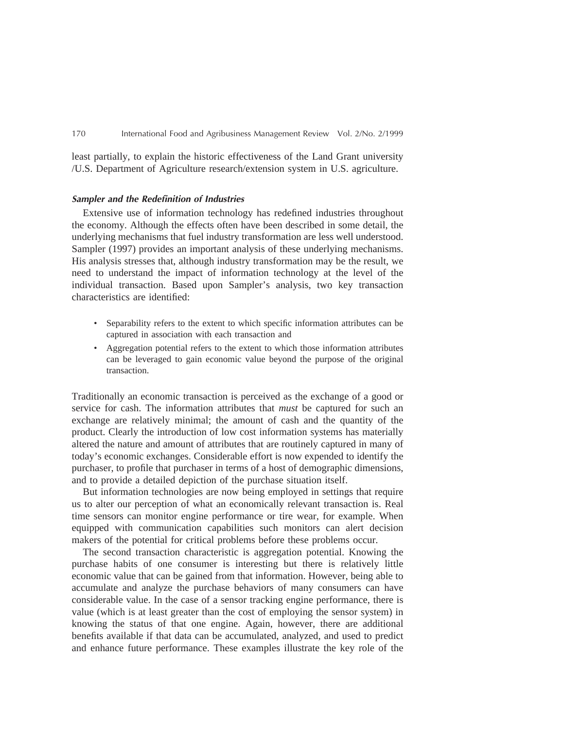least partially, to explain the historic effectiveness of the Land Grant university /U.S. Department of Agriculture research/extension system in U.S. agriculture.

### *Sampler and the Redefinition of Industries*

Extensive use of information technology has redefined industries throughout the economy. Although the effects often have been described in some detail, the underlying mechanisms that fuel industry transformation are less well understood. Sampler (1997) provides an important analysis of these underlying mechanisms. His analysis stresses that, although industry transformation may be the result, we need to understand the impact of information technology at the level of the individual transaction. Based upon Sampler's analysis, two key transaction characteristics are identified:

- Separability refers to the extent to which specific information attributes can be captured in association with each transaction and
- Aggregation potential refers to the extent to which those information attributes can be leveraged to gain economic value beyond the purpose of the original transaction.

Traditionally an economic transaction is perceived as the exchange of a good or service for cash. The information attributes that *must* be captured for such an exchange are relatively minimal; the amount of cash and the quantity of the product. Clearly the introduction of low cost information systems has materially altered the nature and amount of attributes that are routinely captured in many of today's economic exchanges. Considerable effort is now expended to identify the purchaser, to profile that purchaser in terms of a host of demographic dimensions, and to provide a detailed depiction of the purchase situation itself.

But information technologies are now being employed in settings that require us to alter our perception of what an economically relevant transaction is. Real time sensors can monitor engine performance or tire wear, for example. When equipped with communication capabilities such monitors can alert decision makers of the potential for critical problems before these problems occur.

The second transaction characteristic is aggregation potential. Knowing the purchase habits of one consumer is interesting but there is relatively little economic value that can be gained from that information. However, being able to accumulate and analyze the purchase behaviors of many consumers can have considerable value. In the case of a sensor tracking engine performance, there is value (which is at least greater than the cost of employing the sensor system) in knowing the status of that one engine. Again, however, there are additional benefits available if that data can be accumulated, analyzed, and used to predict and enhance future performance. These examples illustrate the key role of the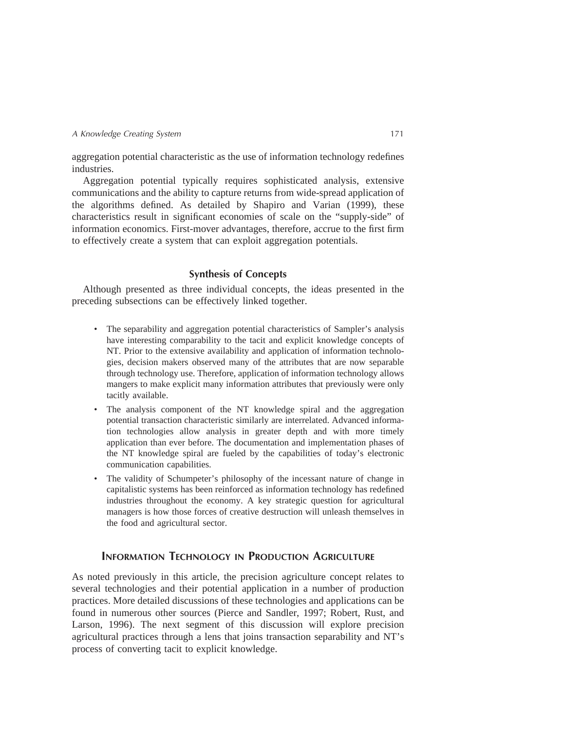aggregation potential characteristic as the use of information technology redefines industries.

Aggregation potential typically requires sophisticated analysis, extensive communications and the ability to capture returns from wide-spread application of the algorithms defined. As detailed by Shapiro and Varian (1999), these characteristics result in significant economies of scale on the "supply-side" of information economics. First-mover advantages, therefore, accrue to the first firm to effectively create a system that can exploit aggregation potentials.

### Synthesis of Concepts

Although presented as three individual concepts, the ideas presented in the preceding subsections can be effectively linked together.

- The separability and aggregation potential characteristics of Sampler's analysis have interesting comparability to the tacit and explicit knowledge concepts of NT. Prior to the extensive availability and application of information technologies, decision makers observed many of the attributes that are now separable through technology use. Therefore, application of information technology allows mangers to make explicit many information attributes that previously were only tacitly available.
- The analysis component of the NT knowledge spiral and the aggregation potential transaction characteristic similarly are interrelated. Advanced information technologies allow analysis in greater depth and with more timely application than ever before. The documentation and implementation phases of the NT knowledge spiral are fueled by the capabilities of today's electronic communication capabilities.
- The validity of Schumpeter's philosophy of the incessant nature of change in capitalistic systems has been reinforced as information technology has redefined industries throughout the economy. A key strategic question for agricultural managers is how those forces of creative destruction will unleash themselves in the food and agricultural sector.

## Information Technology in Production Agriculture

As noted previously in this article, the precision agriculture concept relates to several technologies and their potential application in a number of production practices. More detailed discussions of these technologies and applications can be found in numerous other sources (Pierce and Sandler, 1997; Robert, Rust, and Larson, 1996). The next segment of this discussion will explore precision agricultural practices through a lens that joins transaction separability and NT's process of converting tacit to explicit knowledge.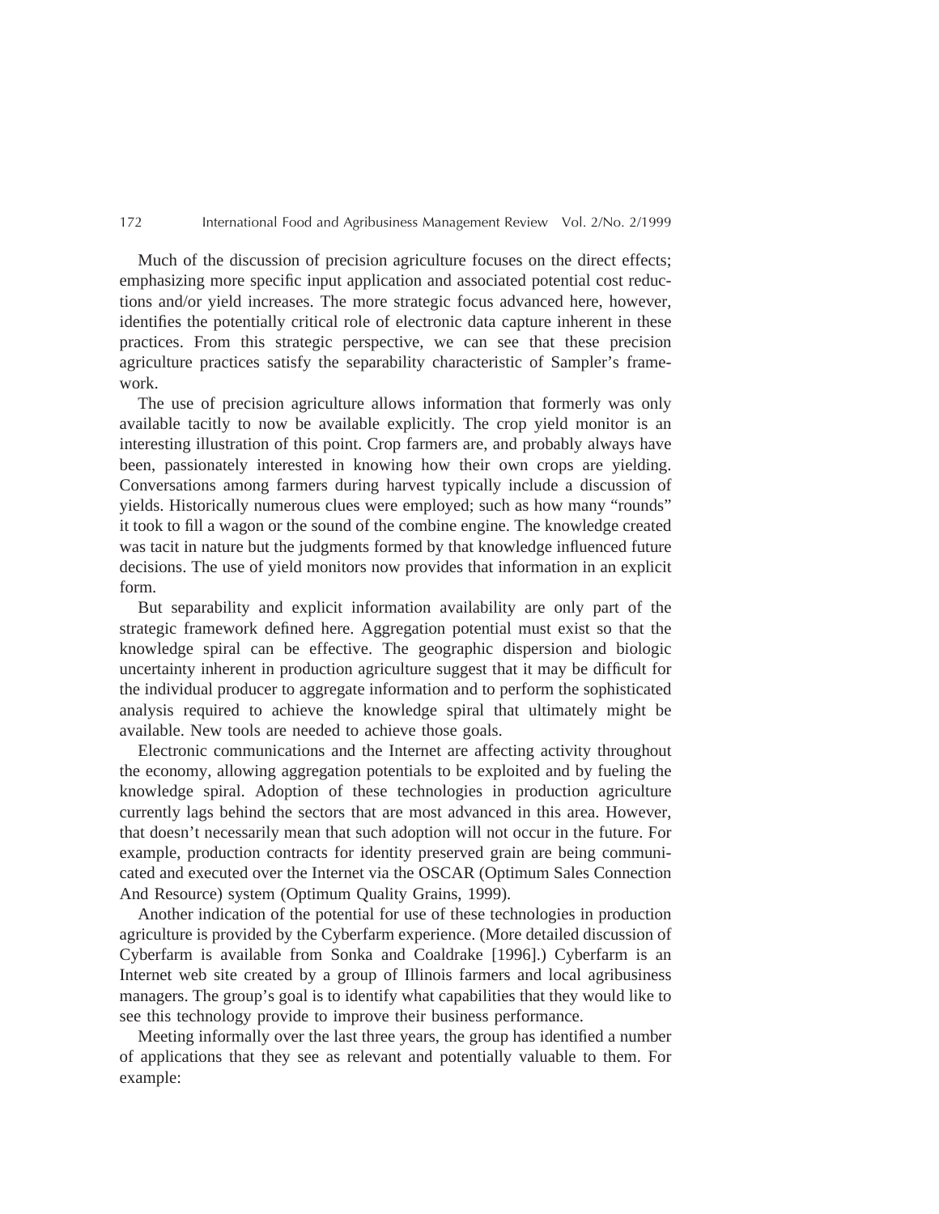Much of the discussion of precision agriculture focuses on the direct effects; emphasizing more specific input application and associated potential cost reductions and/or yield increases. The more strategic focus advanced here, however, identifies the potentially critical role of electronic data capture inherent in these practices. From this strategic perspective, we can see that these precision agriculture practices satisfy the separability characteristic of Sampler's framework.

The use of precision agriculture allows information that formerly was only available tacitly to now be available explicitly. The crop yield monitor is an interesting illustration of this point. Crop farmers are, and probably always have been, passionately interested in knowing how their own crops are yielding. Conversations among farmers during harvest typically include a discussion of yields. Historically numerous clues were employed; such as how many "rounds" it took to fill a wagon or the sound of the combine engine. The knowledge created was tacit in nature but the judgments formed by that knowledge influenced future decisions. The use of yield monitors now provides that information in an explicit form.

But separability and explicit information availability are only part of the strategic framework defined here. Aggregation potential must exist so that the knowledge spiral can be effective. The geographic dispersion and biologic uncertainty inherent in production agriculture suggest that it may be difficult for the individual producer to aggregate information and to perform the sophisticated analysis required to achieve the knowledge spiral that ultimately might be available. New tools are needed to achieve those goals.

Electronic communications and the Internet are affecting activity throughout the economy, allowing aggregation potentials to be exploited and by fueling the knowledge spiral. Adoption of these technologies in production agriculture currently lags behind the sectors that are most advanced in this area. However, that doesn't necessarily mean that such adoption will not occur in the future. For example, production contracts for identity preserved grain are being communicated and executed over the Internet via the OSCAR (Optimum Sales Connection And Resource) system (Optimum Quality Grains, 1999).

Another indication of the potential for use of these technologies in production agriculture is provided by the Cyberfarm experience. (More detailed discussion of Cyberfarm is available from Sonka and Coaldrake [1996].) Cyberfarm is an Internet web site created by a group of Illinois farmers and local agribusiness managers. The group's goal is to identify what capabilities that they would like to see this technology provide to improve their business performance.

Meeting informally over the last three years, the group has identified a number of applications that they see as relevant and potentially valuable to them. For example: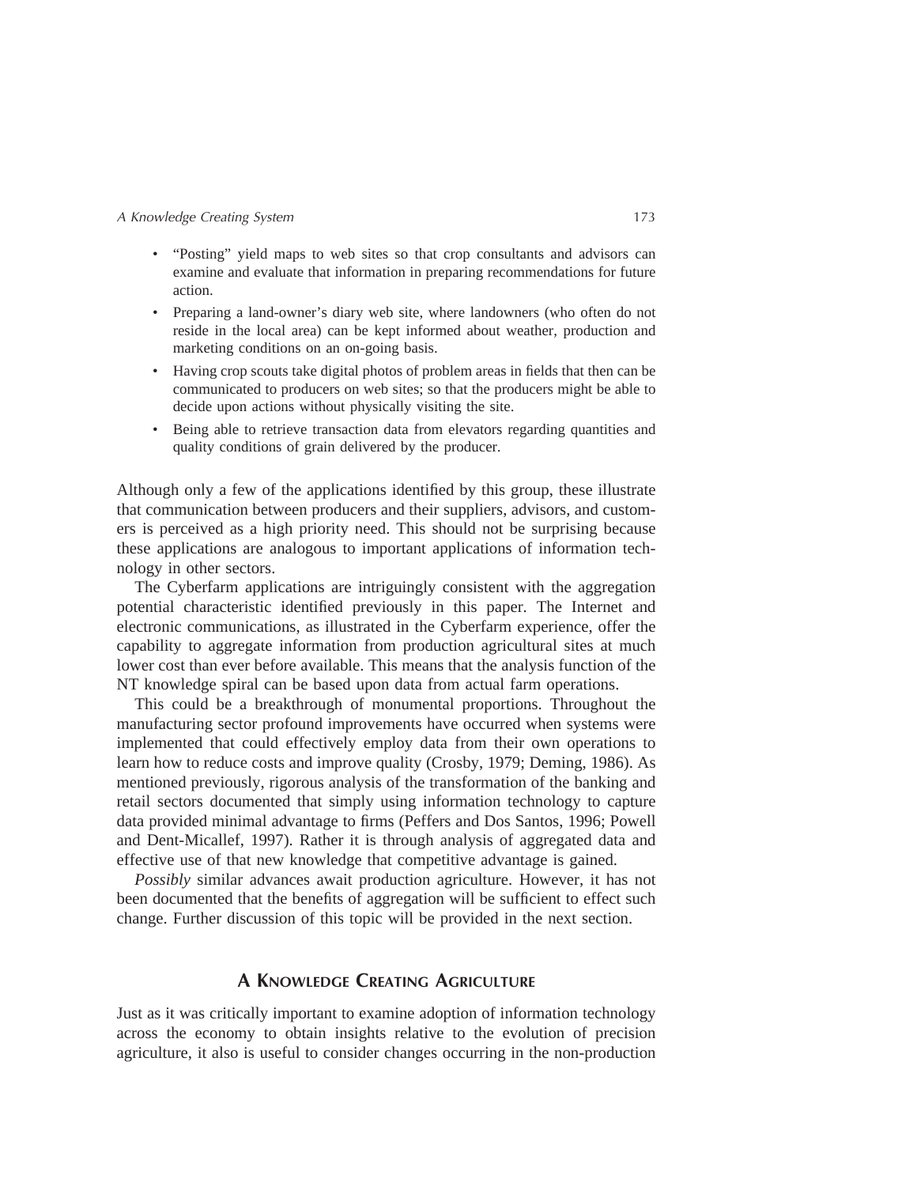- "Posting" yield maps to web sites so that crop consultants and advisors can examine and evaluate that information in preparing recommendations for future action.
- Preparing a land-owner's diary web site, where landowners (who often do not reside in the local area) can be kept informed about weather, production and marketing conditions on an on-going basis.
- Having crop scouts take digital photos of problem areas in fields that then can be communicated to producers on web sites; so that the producers might be able to decide upon actions without physically visiting the site.
- Being able to retrieve transaction data from elevators regarding quantities and quality conditions of grain delivered by the producer.

Although only a few of the applications identified by this group, these illustrate that communication between producers and their suppliers, advisors, and customers is perceived as a high priority need. This should not be surprising because these applications are analogous to important applications of information technology in other sectors.

The Cyberfarm applications are intriguingly consistent with the aggregation potential characteristic identified previously in this paper. The Internet and electronic communications, as illustrated in the Cyberfarm experience, offer the capability to aggregate information from production agricultural sites at much lower cost than ever before available. This means that the analysis function of the NT knowledge spiral can be based upon data from actual farm operations.

This could be a breakthrough of monumental proportions. Throughout the manufacturing sector profound improvements have occurred when systems were implemented that could effectively employ data from their own operations to learn how to reduce costs and improve quality (Crosby, 1979; Deming, 1986). As mentioned previously, rigorous analysis of the transformation of the banking and retail sectors documented that simply using information technology to capture data provided minimal advantage to firms (Peffers and Dos Santos, 1996; Powell and Dent-Micallef, 1997). Rather it is through analysis of aggregated data and effective use of that new knowledge that competitive advantage is gained.

*Possibly* similar advances await production agriculture. However, it has not been documented that the benefits of aggregation will be sufficient to effect such change. Further discussion of this topic will be provided in the next section.

## A Knowledge Creating Agriculture

Just as it was critically important to examine adoption of information technology across the economy to obtain insights relative to the evolution of precision agriculture, it also is useful to consider changes occurring in the non-production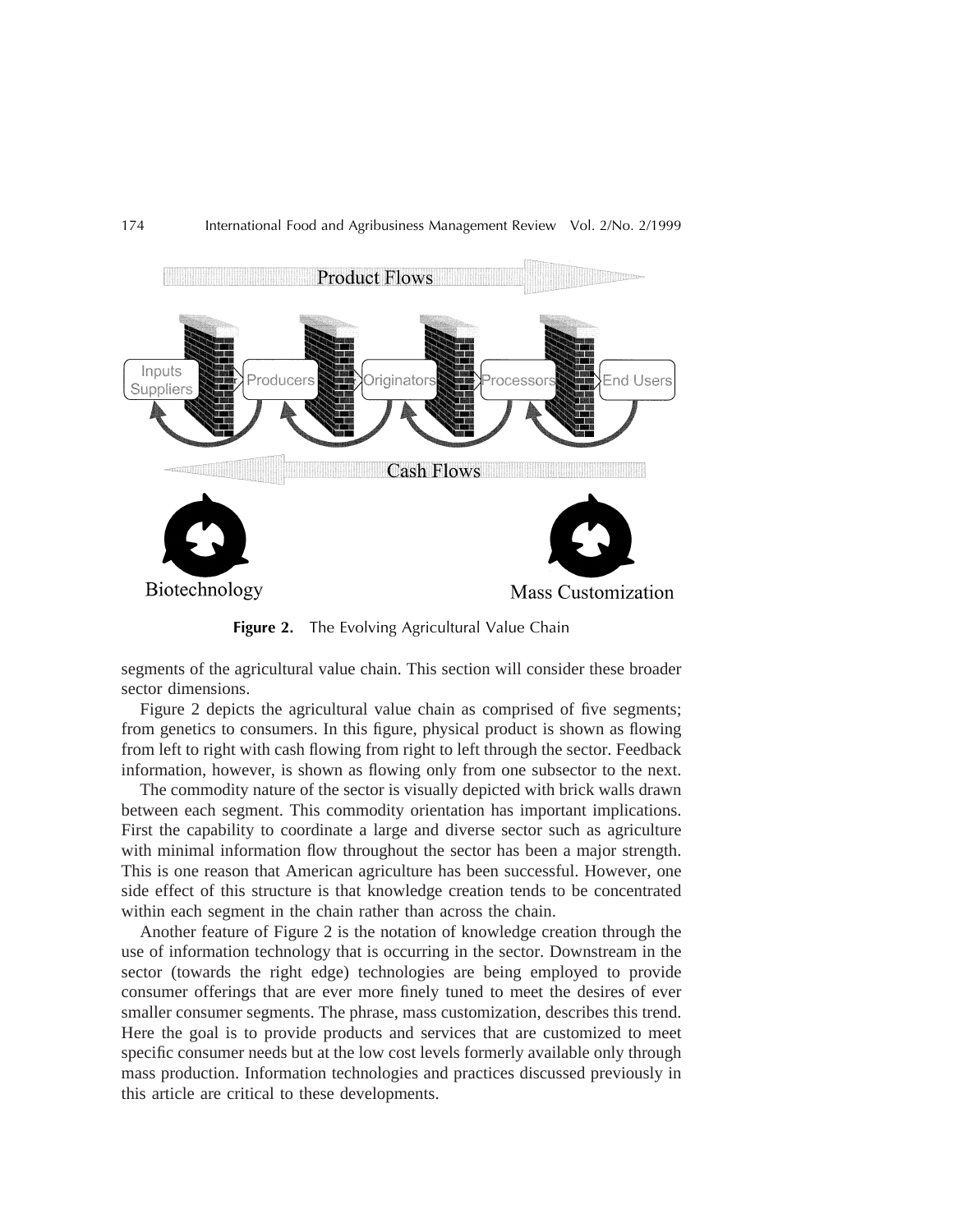**Figure 2.** The Evolving Agricultural Value Chain

segments of the agricultural value chain. This section will consider these broader sector dimensions.

Figure 2 depicts the agricultural value chain as comprised of five segments; from genetics to consumers. In this figure, physical product is shown as flowing from left to right with cash flowing from right to left through the sector. Feedback information, however, is shown as flowing only from one subsector to the next.

The commodity nature of the sector is visually depicted with brick walls drawn between each segment. This commodity orientation has important implications. First the capability to coordinate a large and diverse sector such as agriculture with minimal information flow throughout the sector has been a major strength. This is one reason that American agriculture has been successful. However, one side effect of this structure is that knowledge creation tends to be concentrated within each segment in the chain rather than across the chain.

Another feature of Figure 2 is the notation of knowledge creation through the use of information technology that is occurring in the sector. Downstream in the sector (towards the right edge) technologies are being employed to provide consumer offerings that are ever more finely tuned to meet the desires of ever smaller consumer segments. The phrase, mass customization, describes this trend. Here the goal is to provide products and services that are customized to meet specific consumer needs but at the low cost levels formerly available only through mass production. Information technologies and practices discussed previously in this article are critical to these developments.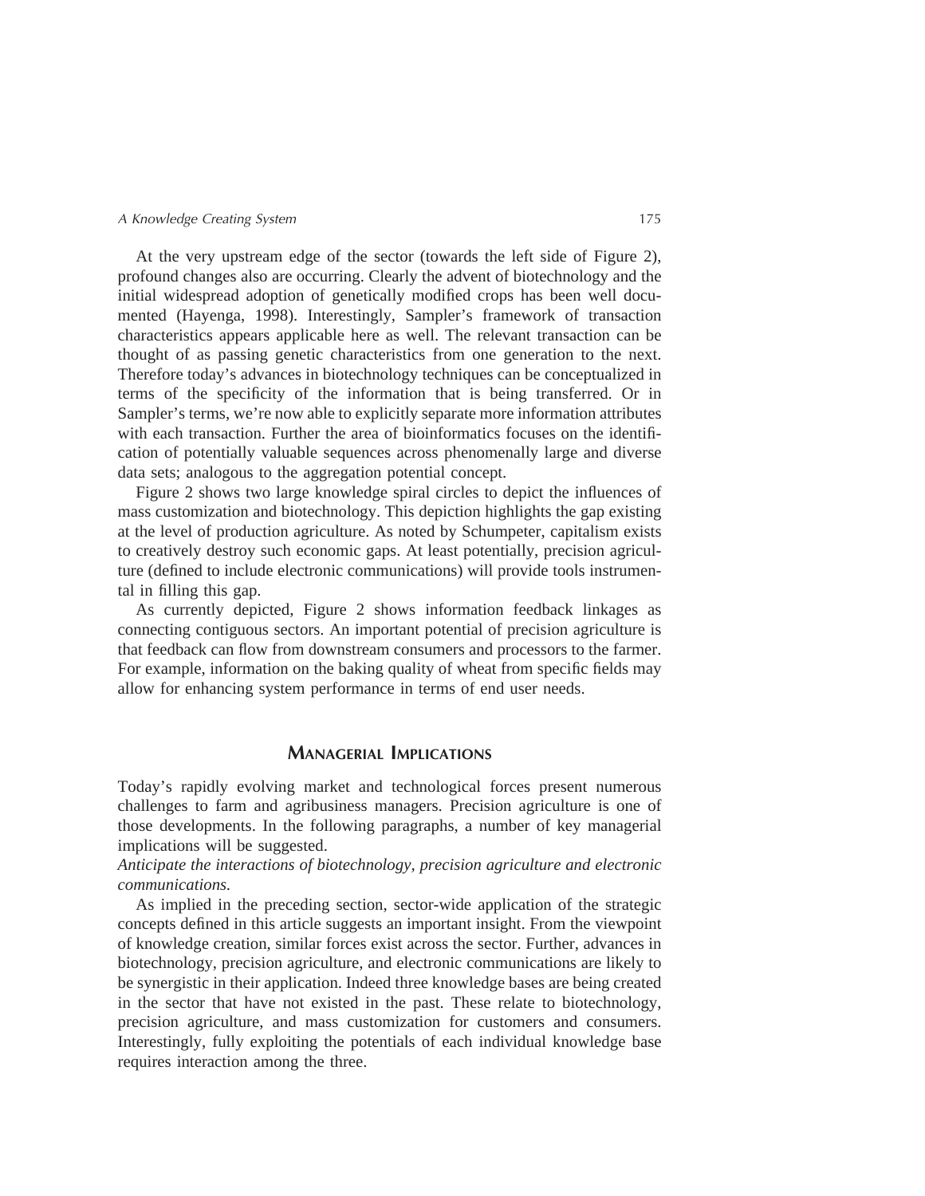At the very upstream edge of the sector (towards the left side of Figure 2), profound changes also are occurring. Clearly the advent of biotechnology and the initial widespread adoption of genetically modified crops has been well documented (Hayenga, 1998). Interestingly, Sampler's framework of transaction characteristics appears applicable here as well. The relevant transaction can be thought of as passing genetic characteristics from one generation to the next. Therefore today's advances in biotechnology techniques can be conceptualized in terms of the specificity of the information that is being transferred. Or in Sampler's terms, we're now able to explicitly separate more information attributes with each transaction. Further the area of bioinformatics focuses on the identification of potentially valuable sequences across phenomenally large and diverse data sets; analogous to the aggregation potential concept.

Figure 2 shows two large knowledge spiral circles to depict the influences of mass customization and biotechnology. This depiction highlights the gap existing at the level of production agriculture. As noted by Schumpeter, capitalism exists to creatively destroy such economic gaps. At least potentially, precision agriculture (defined to include electronic communications) will provide tools instrumental in filling this gap.

As currently depicted, Figure 2 shows information feedback linkages as connecting contiguous sectors. An important potential of precision agriculture is that feedback can flow from downstream consumers and processors to the farmer. For example, information on the baking quality of wheat from specific fields may allow for enhancing system performance in terms of end user needs.

## MANAGERIAL IMPLICATIONS

Today's rapidly evolving market and technological forces present numerous challenges to farm and agribusiness managers. Precision agriculture is one of those developments. In the following paragraphs, a number of key managerial implications will be suggested.

*Anticipate the interactions of biotechnology, precision agriculture and electronic communications.*

As implied in the preceding section, sector-wide application of the strategic concepts defined in this article suggests an important insight. From the viewpoint of knowledge creation, similar forces exist across the sector. Further, advances in biotechnology, precision agriculture, and electronic communications are likely to be synergistic in their application. Indeed three knowledge bases are being created in the sector that have not existed in the past. These relate to biotechnology, precision agriculture, and mass customization for customers and consumers. Interestingly, fully exploiting the potentials of each individual knowledge base requires interaction among the three.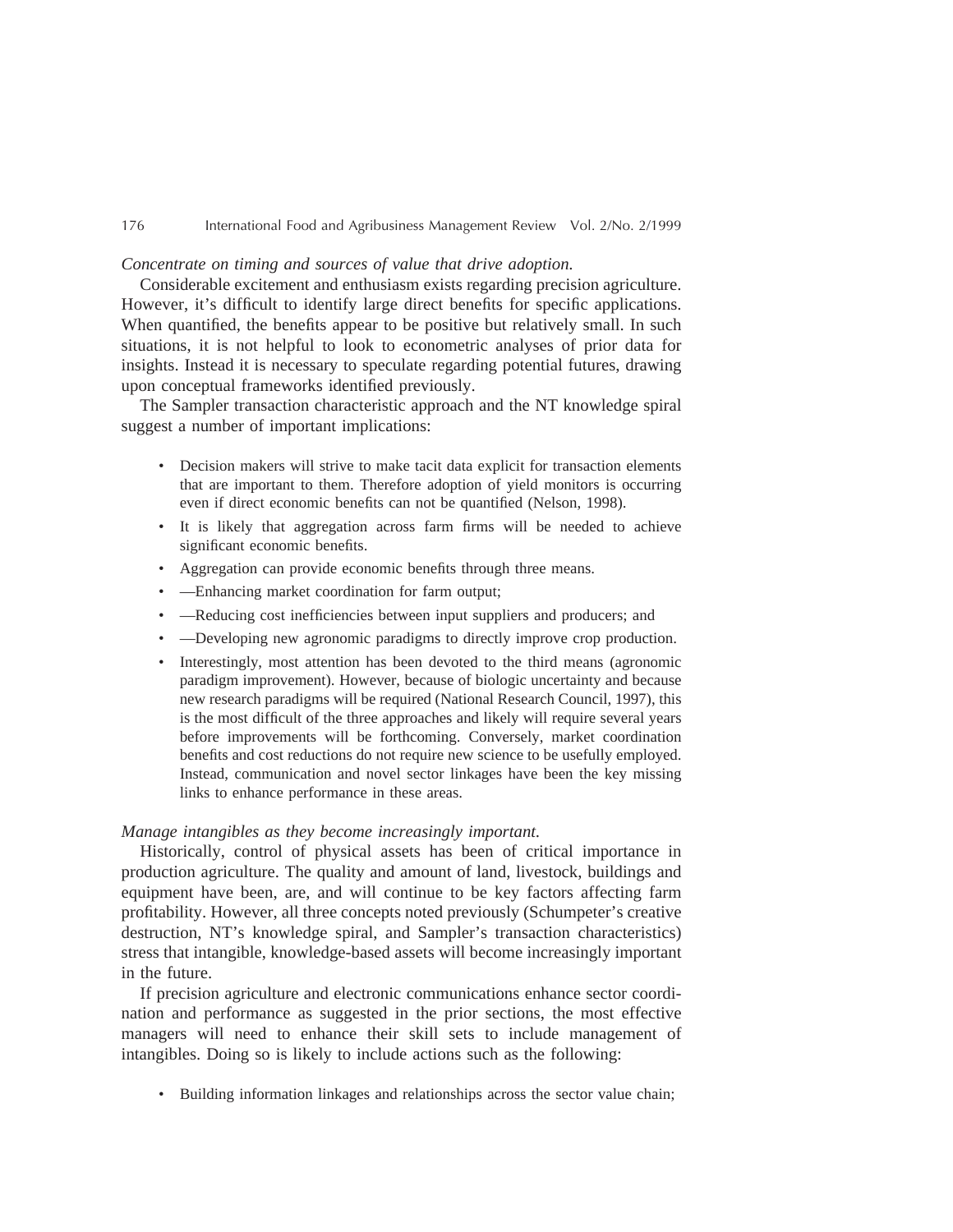*Concentrate on timing and sources of value that drive adoption.*

Considerable excitement and enthusiasm exists regarding precision agriculture. However, it's difficult to identify large direct benefits for specific applications. When quantified, the benefits appear to be positive but relatively small. In such situations, it is not helpful to look to econometric analyses of prior data for insights. Instead it is necessary to speculate regarding potential futures, drawing upon conceptual frameworks identified previously.

The Sampler transaction characteristic approach and the NT knowledge spiral suggest a number of important implications:

- Decision makers will strive to make tacit data explicit for transaction elements that are important to them. Therefore adoption of yield monitors is occurring even if direct economic benefits can not be quantified (Nelson, 1998).
- It is likely that aggregation across farm firms will be needed to achieve significant economic benefits.
- Aggregation can provide economic benefits through three means.
- —Enhancing market coordination for farm output;
- —Reducing cost inefficiencies between input suppliers and producers; and
- —Developing new agronomic paradigms to directly improve crop production.
- Interestingly, most attention has been devoted to the third means (agronomic paradigm improvement). However, because of biologic uncertainty and because new research paradigms will be required (National Research Council, 1997), this is the most difficult of the three approaches and likely will require several years before improvements will be forthcoming. Conversely, market coordination benefits and cost reductions do not require new science to be usefully employed. Instead, communication and novel sector linkages have been the key missing links to enhance performance in these areas.

*Manage intangibles as they become increasingly important.*

Historically, control of physical assets has been of critical importance in production agriculture. The quality and amount of land, livestock, buildings and equipment have been, are, and will continue to be key factors affecting farm profitability. However, all three concepts noted previously (Schumpeter's creative destruction, NT's knowledge spiral, and Sampler's transaction characteristics) stress that intangible, knowledge-based assets will become increasingly important in the future.

If precision agriculture and electronic communications enhance sector coordination and performance as suggested in the prior sections, the most effective managers will need to enhance their skill sets to include management of intangibles. Doing so is likely to include actions such as the following:

- Building information linkages and relationships across the sector value chain;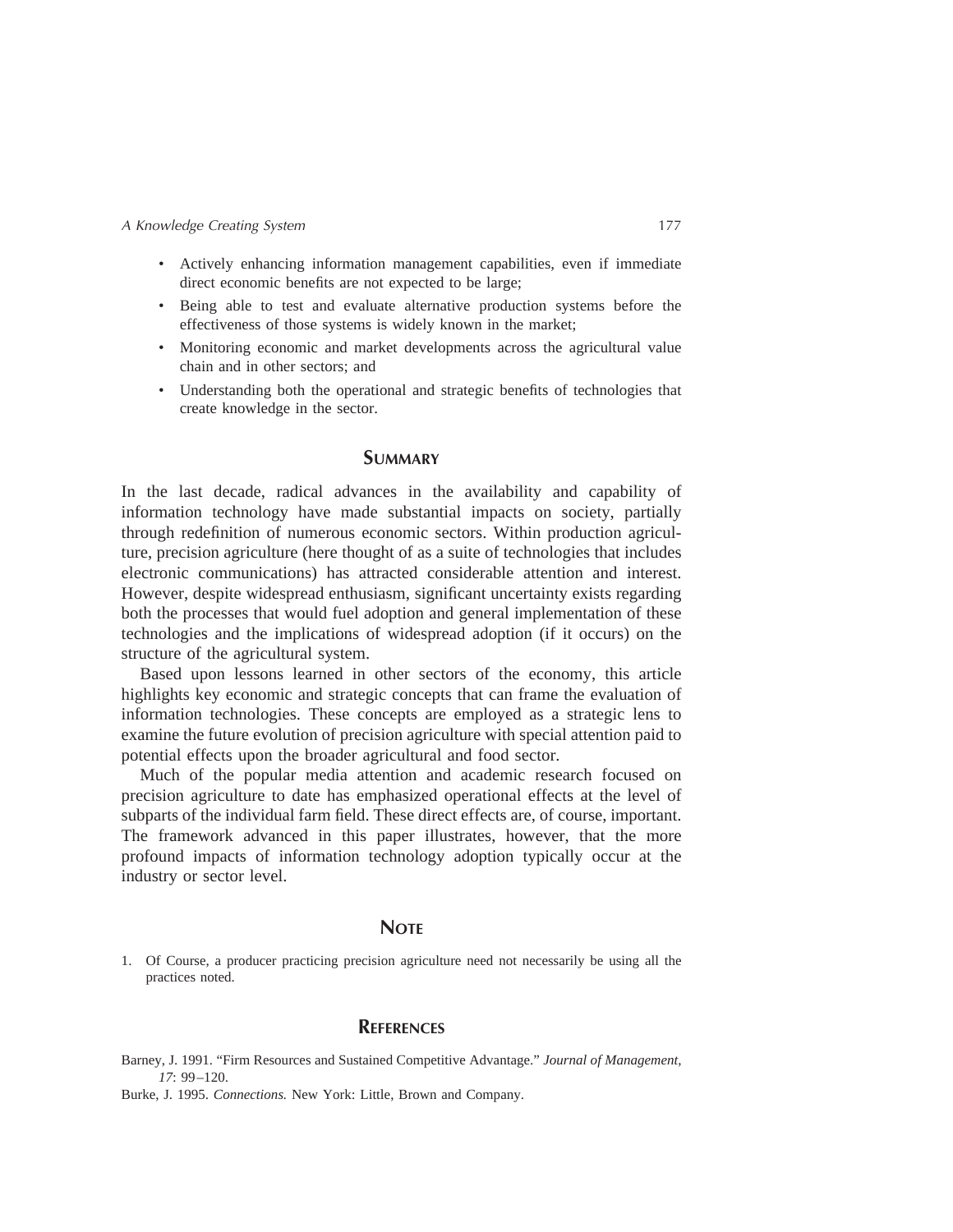- Actively enhancing information management capabilities, even if immediate direct economic benefits are not expected to be large;
- Being able to test and evaluate alternative production systems before the effectiveness of those systems is widely known in the market;
- Monitoring economic and market developments across the agricultural value chain and in other sectors; and
- Understanding both the operational and strategic benefits of technologies that create knowledge in the sector.

## Summary

In the last decade, radical advances in the availability and capability of information technology have made substantial impacts on society, partially through redefinition of numerous economic sectors. Within production agriculture, precision agriculture (here thought of as a suite of technologies that includes electronic communications) has attracted considerable attention and interest. However, despite widespread enthusiasm, significant uncertainty exists regarding both the processes that would fuel adoption and general implementation of these technologies and the implications of widespread adoption (if it occurs) on the structure of the agricultural system.

Based upon lessons learned in other sectors of the economy, this article highlights key economic and strategic concepts that can frame the evaluation of information technologies. These concepts are employed as a strategic lens to examine the future evolution of precision agriculture with special attention paid to potential effects upon the broader agricultural and food sector.

Much of the popular media attention and academic research focused on precision agriculture to date has emphasized operational effects at the level of subparts of the individual farm field. These direct effects are, of course, important. The framework advanced in this paper illustrates, however, that the more profound impacts of information technology adoption typically occur at the industry or sector level.

## Note

1. Of Course, a producer practicing precision agriculture need not necessarily be using all the practices noted.

## References

Barney, J. 1991. "Firm Resources and Sustained Competitive Advantage." *Journal of Management, 17*: 99–120.

Burke, J. 1995. *Connections.* New York: Little, Brown and Company.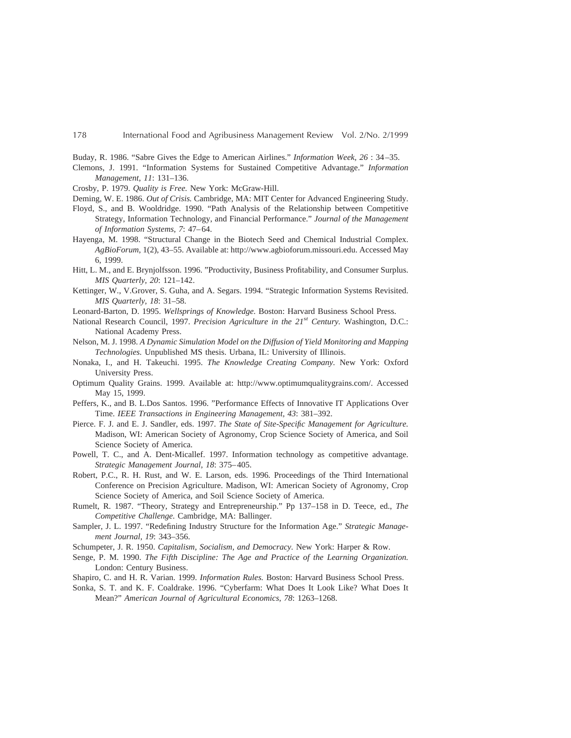Buday, R. 1986. “Sabre Gives the Edge to American Airlines.” *Information Week, 26* : 34–35.

Clemons, J. 1991. “Information Systems for Sustained Competitive Advantage.” *Information Management, 11*: 131–136.

Crosby, P. 1979. *Quality is Free.* New York: McGraw-Hill.

Deming, W. E. 1986. *Out of Crisis.* Cambridge, MA: MIT Center for Advanced Engineering Study.

Floyd, S., and B. Wooldridge. 1990. “Path Analysis of the Relationship between Competitive Strategy, Information Technology, and Financial Performance.” *Journal of the Management of Information Systems, 7*: 47–64.

Hayenga, M. 1998. “Structural Change in the Biotech Seed and Chemical Industrial Complex. *AgBioForum*, 1(2), 43–55. Available at: http://www.agbioforum.missouri.edu. Accessed May 6, 1999.

Hitt, L. M., and E. Brynjolfsson. 1996. ”Productivity, Business Profitability, and Consumer Surplus. *MIS Quarterly, 20*: 121–142.

Kettinger, W., V.Grover, S. Guha, and A. Segars. 1994. “Strategic Information Systems Revisited. *MIS Quarterly, 18*: 31–58.

Leonard-Barton, D. 1995. *Wellsprings of Knowledge.* Boston: Harvard Business School Press.

National Research Council, 1997. *Precision Agriculture in the 21st Century.* Washington, D.C.: National Academy Press.

Nelson, M. J. 1998. *A Dynamic Simulation Model on the Diffusion of Yield Monitoring and Mapping Technologies.* Unpublished MS thesis. Urbana, IL: University of Illinois.

Nonaka, I., and H. Takeuchi. 1995. *The Knowledge Creating Company.* New York: Oxford University Press.

Optimum Quality Grains. 1999. Available at: http://www.optimumqualitygrains.com/. Accessed May 15, 1999.

Peffers, K., and B. L.Dos Santos. 1996. ”Performance Effects of Innovative IT Applications Over Time. *IEEE Transactions in Engineering Management, 43*: 381–392.

Pierce. F. J. and E. J. Sandler, eds. 1997. *The State of Site-Specific Management for Agriculture.* Madison, WI: American Society of Agronomy, Crop Science Society of America, and Soil Science Society of America.

Powell, T. C., and A. Dent-Micallef. 1997. Information technology as competitive advantage. *Strategic Management Journal, 18*: 375–405.

Robert, P.C., R. H. Rust, and W. E. Larson, eds. 1996. Proceedings of the Third International Conference on Precision Agriculture. Madison, WI: American Society of Agronomy, Crop Science Society of America, and Soil Science Society of America.

Rumelt, R. 1987. “Theory, Strategy and Entrepreneurship.” Pp 137–158 in D. Teece, ed., *The Competitive Challenge.* Cambridge, MA: Ballinger.

Sampler, J. L. 1997. “Redefining Industry Structure for the Information Age.” *Strategic Management Journal, 19*: 343–356.

Schumpeter, J. R. 1950. *Capitalism, Socialism, and Democracy.* New York: Harper & Row.

Senge, P. M. 1990. *The Fifth Discipline: The Age and Practice of the Learning Organization.* London: Century Business.

Shapiro, C. and H. R. Varian. 1999. *Information Rules.* Boston: Harvard Business School Press.

Sonka, S. T. and K. F. Coaldrake. 1996. “Cyberfarm: What Does It Look Like? What Does It Mean?” *American Journal of Agricultural Economics, 78*: 1263–1268.